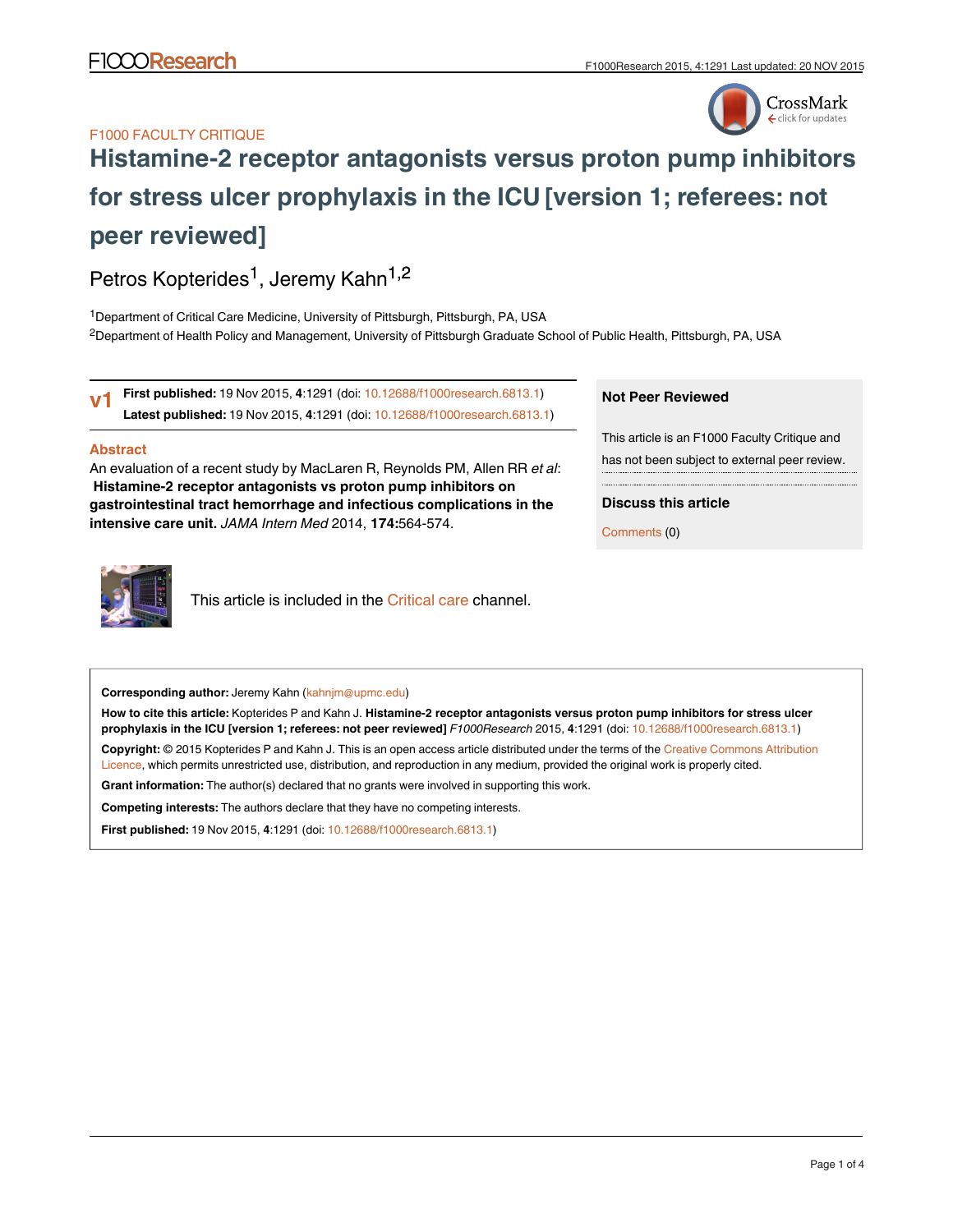F1000 FACULTY CRITIQUE

# Histamine-2 receptor antagonists versus proton pump inhibitors for stress ulcer prophylaxis in the ICU [version 1; referees: not peer reviewed]

Petros Kopterides[1], Jeremy Kahn[1,2]

[1]Department of Critical Care Medicine, University of Pittsburgh, Pittsburgh, PA, USA

[2]Department of Health Policy and Management, University of Pittsburgh Graduate School of Public Health, Pittsburgh, PA, USA

**v1** **First published:** 19 Nov 2015, **4**:1291 (doi: 10.12688/f1000research.6813.1)
**Latest published:** 19 Nov 2015, **4**:1291 (doi: 10.12688/f1000research.6813.1)

## Abstract

An evaluation of a recent study by MacLaren R, Reynolds PM, Allen RR *et al*: **Histamine-2 receptor antagonists vs proton pump inhibitors on gastrointestinal tract hemorrhage and infectious complications in the intensive care unit.** *JAMA Intern Med* 2014, **174**:564-574.

**Not Peer Reviewed**

This article is an F1000 Faculty Critique and has not been subject to external peer review.

**Discuss this article**

Comments (0)

This article is included in the Critical care channel.

**Corresponding author:** Jeremy Kahn (kahnjm@upmc.edu)

**How to cite this article:** Kopterides P and Kahn J. **Histamine-2 receptor antagonists versus proton pump inhibitors for stress ulcer prophylaxis in the ICU [version 1; referees: not peer reviewed]** *F1000Research* 2015, **4**:1291 (doi: 10.12688/f1000research.6813.1)

**Copyright:** © 2015 Kopterides P and Kahn J. This is an open access article distributed under the terms of the Creative Commons Attribution Licence, which permits unrestricted use, distribution, and reproduction in any medium, provided the original work is properly cited.

**Grant information:** The author(s) declared that no grants were involved in supporting this work.

**Competing interests:** The authors declare that they have no competing interests.

**First published:** 19 Nov 2015, **4**:1291 (doi: 10.12688/f1000research.6813.1)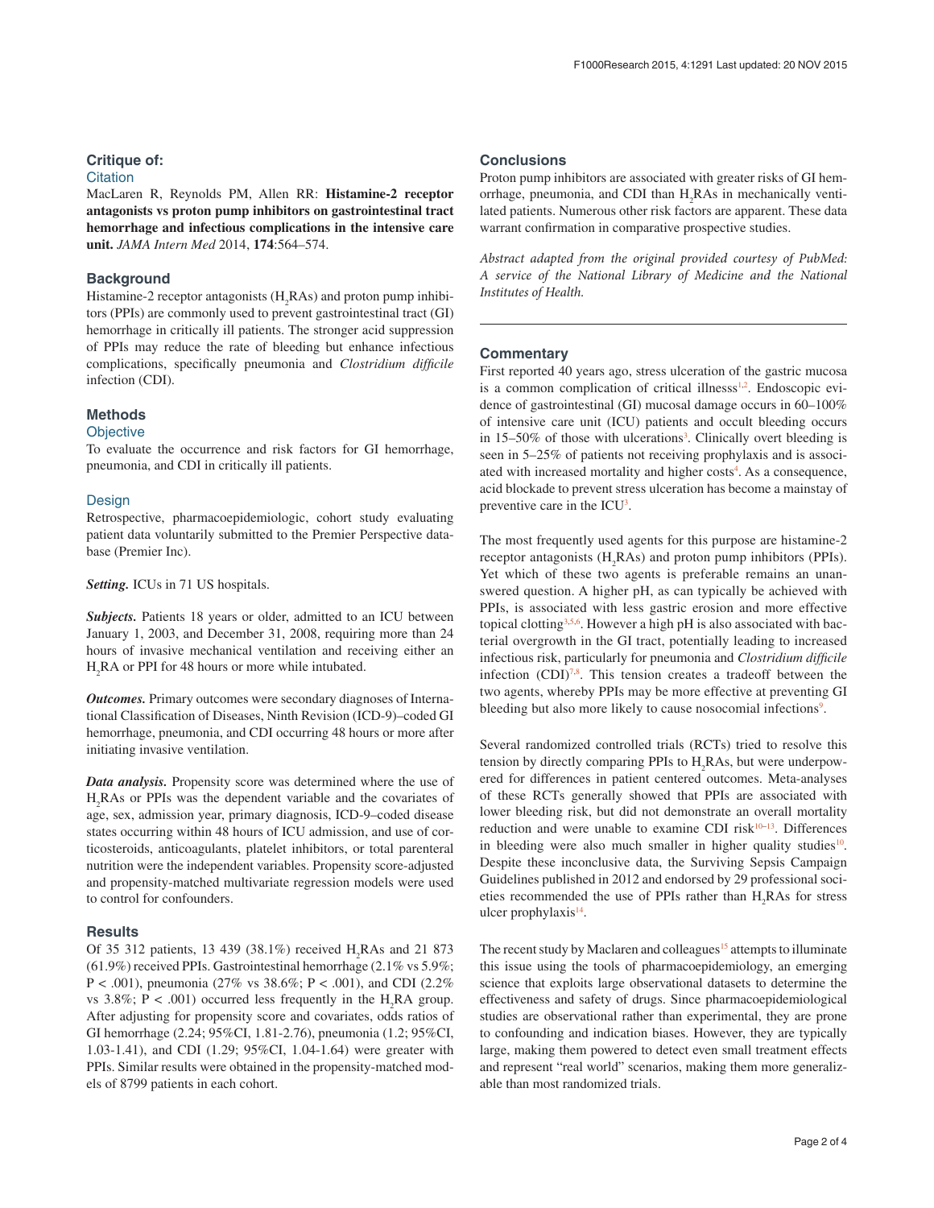## Critique of:

### Citation

MacLaren R, Reynolds PM, Allen RR: **Histamine-2 receptor antagonists vs proton pump inhibitors on gastrointestinal tract hemorrhage and infectious complications in the intensive care unit.** *JAMA Intern Med* 2014, **174**:564–574.

## Background

Histamine-2 receptor antagonists ($H_2$RAs) and proton pump inhibitors (PPIs) are commonly used to prevent gastrointestinal tract (GI) hemorrhage in critically ill patients. The stronger acid suppression of PPIs may reduce the rate of bleeding but enhance infectious complications, specifically pneumonia and *Clostridium difficile* infection (CDI).

## Methods

### Objective

To evaluate the occurrence and risk factors for GI hemorrhage, pneumonia, and CDI in critically ill patients.

### Design

Retrospective, pharmacoepidemiologic, cohort study evaluating patient data voluntarily submitted to the Premier Perspective database (Premier Inc).

***Setting.*** ICUs in 71 US hospitals.

***Subjects.*** Patients 18 years or older, admitted to an ICU between January 1, 2003, and December 31, 2008, requiring more than 24 hours of invasive mechanical ventilation and receiving either an $H_2$RA or PPI for 48 hours or more while intubated.

***Outcomes.*** Primary outcomes were secondary diagnoses of International Classification of Diseases, Ninth Revision (ICD-9)–coded GI hemorrhage, pneumonia, and CDI occurring 48 hours or more after initiating invasive ventilation.

***Data analysis.*** Propensity score was determined where the use of $H_2$RAs or PPIs was the dependent variable and the covariates of age, sex, admission year, primary diagnosis, ICD-9–coded disease states occurring within 48 hours of ICU admission, and use of corticosteroids, anticoagulants, platelet inhibitors, or total parenteral nutrition were the independent variables. Propensity score-adjusted and propensity-matched multivariate regression models were used to control for confounders.

## Results

Of 35 312 patients, 13 439 (38.1%) received $H_2$RAs and 21 873 (61.9%) received PPIs. Gastrointestinal hemorrhage (2.1% vs 5.9%; $P < .001$), pneumonia (27% vs 38.6%; $P < .001$), and CDI (2.2% vs 3.8%; $P < .001$) occurred less frequently in the $H_2$RA group. After adjusting for propensity score and covariates, odds ratios of GI hemorrhage (2.24; 95%CI, 1.81-2.76), pneumonia (1.2; 95%CI, 1.03-1.41), and CDI (1.29; 95%CI, 1.04-1.64) were greater with PPIs. Similar results were obtained in the propensity-matched models of 8799 patients in each cohort.

## Conclusions

Proton pump inhibitors are associated with greater risks of GI hemorrhage, pneumonia, and CDI than $H_2$RAs in mechanically ventilated patients. Numerous other risk factors are apparent. These data warrant confirmation in comparative prospective studies.

*Abstract adapted from the original provided courtesy of PubMed: A service of the National Library of Medicine and the National Institutes of Health.*

---

## Commentary

First reported 40 years ago, stress ulceration of the gastric mucosa is a common complication of critical illnesss[1,2]. Endoscopic evidence of gastrointestinal (GI) mucosal damage occurs in 60–100% of intensive care unit (ICU) patients and occult bleeding occurs in 15–50% of those with ulcerations[3]. Clinically overt bleeding is seen in 5–25% of patients not receiving prophylaxis and is associated with increased mortality and higher costs[4]. As a consequence, acid blockade to prevent stress ulceration has become a mainstay of preventive care in the ICU[3].

The most frequently used agents for this purpose are histamine-2 receptor antagonists ($H_2$RAs) and proton pump inhibitors (PPIs). Yet which of these two agents is preferable remains an unanswered question. A higher pH, as can typically be achieved with PPIs, is associated with less gastric erosion and more effective topical clotting[3,5,6]. However a high pH is also associated with bacterial overgrowth in the GI tract, potentially leading to increased infectious risk, particularly for pneumonia and *Clostridium difficile* infection (CDI)[7,8]. This tension creates a tradeoff between the two agents, whereby PPIs may be more effective at preventing GI bleeding but also more likely to cause nosocomial infections[9].

Several randomized controlled trials (RCTs) tried to resolve this tension by directly comparing PPIs to $H_2$RAs, but were underpowered for differences in patient centered outcomes. Meta-analyses of these RCTs generally showed that PPIs are associated with lower bleeding risk, but did not demonstrate an overall mortality reduction and were unable to examine CDI risk[10–13]. Differences in bleeding were also much smaller in higher quality studies[10]. Despite these inconclusive data, the Surviving Sepsis Campaign Guidelines published in 2012 and endorsed by 29 professional societies recommended the use of PPIs rather than $H_2$RAs for stress ulcer prophylaxis[14].

The recent study by Maclaren and colleagues[15] attempts to illuminate this issue using the tools of pharmacoepidemiology, an emerging science that exploits large observational datasets to determine the effectiveness and safety of drugs. Since pharmacoepidemiological studies are observational rather than experimental, they are prone to confounding and indication biases. However, they are typically large, making them powered to detect even small treatment effects and represent "real world" scenarios, making them more generalizable than most randomized trials.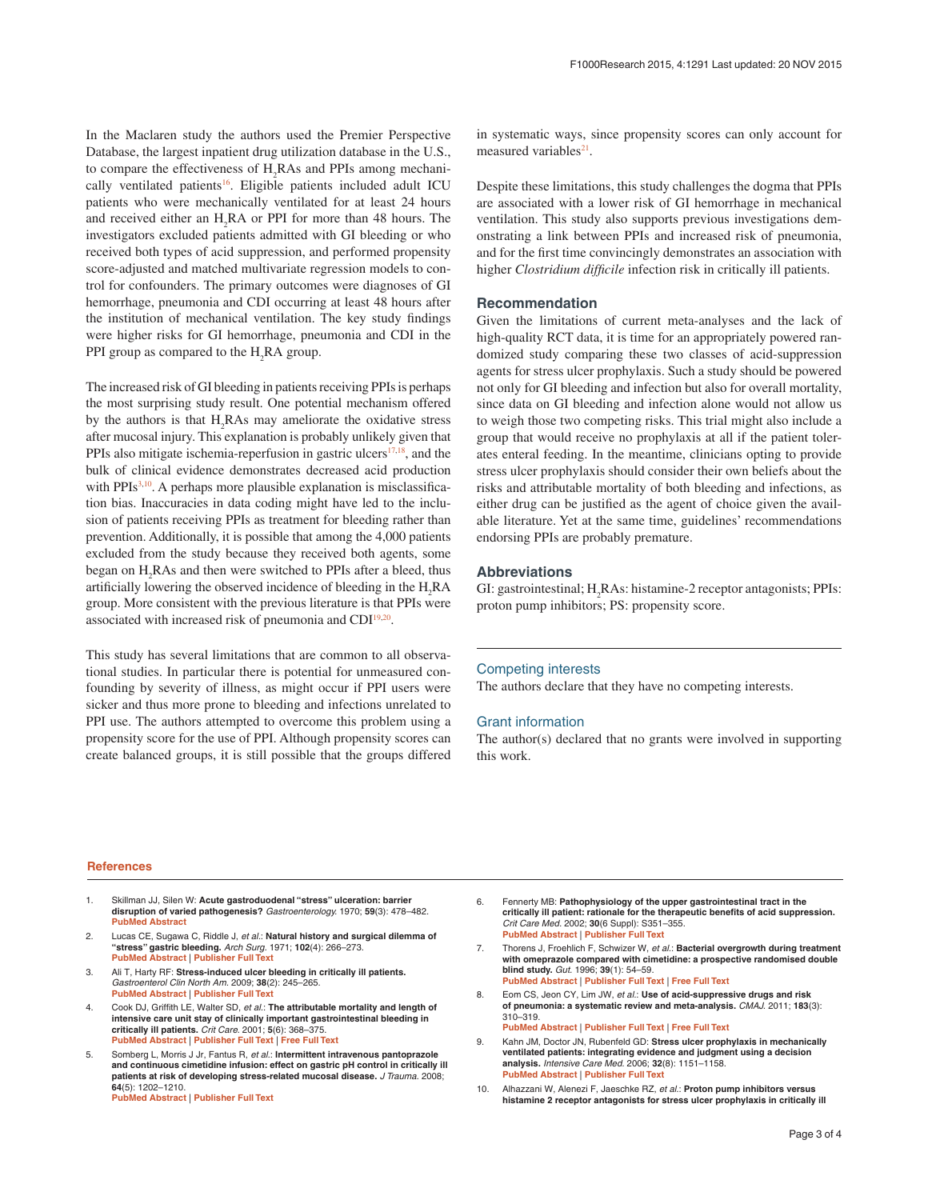In the Maclaren study the authors used the Premier Perspective Database, the largest inpatient drug utilization database in the U.S., to compare the effectiveness of $H_2$RAs and PPIs among mechanically ventilated patients[16]. Eligible patients included adult ICU patients who were mechanically ventilated for at least 24 hours and received either an $H_2$RA or PPI for more than 48 hours. The investigators excluded patients admitted with GI bleeding or who received both types of acid suppression, and performed propensity score-adjusted and matched multivariate regression models to control for confounders. The primary outcomes were diagnoses of GI hemorrhage, pneumonia and CDI occurring at least 48 hours after the institution of mechanical ventilation. The key study findings were higher risks for GI hemorrhage, pneumonia and CDI in the PPI group as compared to the $H_2$RA group.

The increased risk of GI bleeding in patients receiving PPIs is perhaps the most surprising study result. One potential mechanism offered by the authors is that $H_2$RAs may ameliorate the oxidative stress after mucosal injury. This explanation is probably unlikely given that PPIs also mitigate ischemia-reperfusion in gastric ulcers[17,18], and the bulk of clinical evidence demonstrates decreased acid production with PPIs[3,10]. A perhaps more plausible explanation is misclassification bias. Inaccuracies in data coding might have led to the inclusion of patients receiving PPIs as treatment for bleeding rather than prevention. Additionally, it is possible that among the 4,000 patients excluded from the study because they received both agents, some began on $H_2$RAs and then were switched to PPIs after a bleed, thus artificially lowering the observed incidence of bleeding in the $H_2$RA group. More consistent with the previous literature is that PPIs were associated with increased risk of pneumonia and CDI[19,20].

This study has several limitations that are common to all observational studies. In particular there is potential for unmeasured confounding by severity of illness, as might occur if PPI users were sicker and thus more prone to bleeding and infections unrelated to PPI use. The authors attempted to overcome this problem using a propensity score for the use of PPI. Although propensity scores can create balanced groups, it is still possible that the groups differed in systematic ways, since propensity scores can only account for measured variables[21].

Despite these limitations, this study challenges the dogma that PPIs are associated with a lower risk of GI hemorrhage in mechanical ventilation. This study also supports previous investigations demonstrating a link between PPIs and increased risk of pneumonia, and for the first time convincingly demonstrates an association with higher *Clostridium difficile* infection risk in critically ill patients.

## Recommendation

Given the limitations of current meta-analyses and the lack of high-quality RCT data, it is time for an appropriately powered randomized study comparing these two classes of acid-suppression agents for stress ulcer prophylaxis. Such a study should be powered not only for GI bleeding and infection but also for overall mortality, since data on GI bleeding and infection alone would not allow us to weigh those two competing risks. This trial might also include a group that would receive no prophylaxis at all if the patient tolerates enteral feeding. In the meantime, clinicians opting to provide stress ulcer prophylaxis should consider their own beliefs about the risks and attributable mortality of both bleeding and infections, as either drug can be justified as the agent of choice given the available literature. Yet at the same time, guidelines' recommendations endorsing PPIs are probably premature.

## Abbreviations

GI: gastrointestinal; $H_2$RAs: histamine-2 receptor antagonists; PPIs: proton pump inhibitors; PS: propensity score.

### Competing interests

The authors declare that they have no competing interests.

### Grant information

The author(s) declared that no grants were involved in supporting this work.

## References

1. Skillman JJ, Silen W: **Acute gastroduodenal "stress" ulceration: barrier disruption of varied pathogenesis?** *Gastroenterology.* 1970; **59**(3): 478–482. PubMed Abstract
2. Lucas CE, Sugawa C, Riddle J, *et al.*: **Natural history and surgical dilemma of "stress" gastric bleeding.** *Arch Surg.* 1971; **102**(4): 266–273. PubMed Abstract | Publisher Full Text
3. Ali T, Harty RF: **Stress-induced ulcer bleeding in critically ill patients.** *Gastroenterol Clin North Am.* 2009; **38**(2): 245–265. PubMed Abstract | Publisher Full Text
4. Cook DJ, Griffith LE, Walter SD, *et al.*: **The attributable mortality and length of intensive care unit stay of clinically important gastrointestinal bleeding in critically ill patients.** *Crit Care.* 2001; **5**(6): 368–375. PubMed Abstract | Publisher Full Text | Free Full Text
5. Somberg L, Morris J Jr, Fantus R, *et al.*: **Intermittent intravenous pantoprazole and continuous cimetidine infusion: effect on gastric pH control in critically ill patients at risk of developing stress-related mucosal disease.** *J Trauma.* 2008; **64**(5): 1202–1210. PubMed Abstract | Publisher Full Text
6. Fennerty MB: **Pathophysiology of the upper gastrointestinal tract in the critically ill patient: rationale for the therapeutic benefits of acid suppression.** *Crit Care Med.* 2002; **30**(6 Suppl): S351–355. PubMed Abstract | Publisher Full Text
7. Thorens J, Froehlich F, Schwizer W, *et al.*: **Bacterial overgrowth during treatment with omeprazole compared with cimetidine: a prospective randomised double blind study.** *Gut.* 1996; **39**(1): 54–59. PubMed Abstract | Publisher Full Text | Free Full Text
8. Eom CS, Jeon CY, Lim JW, *et al.*: **Use of acid-suppressive drugs and risk of pneumonia: a systematic review and meta-analysis.** *CMAJ.* 2011; **183**(3): 310–319. PubMed Abstract | Publisher Full Text | Free Full Text
9. Kahn JM, Doctor JN, Rubenfeld GD: **Stress ulcer prophylaxis in mechanically ventilated patients: integrating evidence and judgment using a decision analysis.** *Intensive Care Med.* 2006; **32**(8): 1151–1158. PubMed Abstract | Publisher Full Text
10. Alhazzani W, Alenezi F, Jaeschke RZ, *et al.*: **Proton pump inhibitors versus histamine 2 receptor antagonists for stress ulcer prophylaxis in critically ill**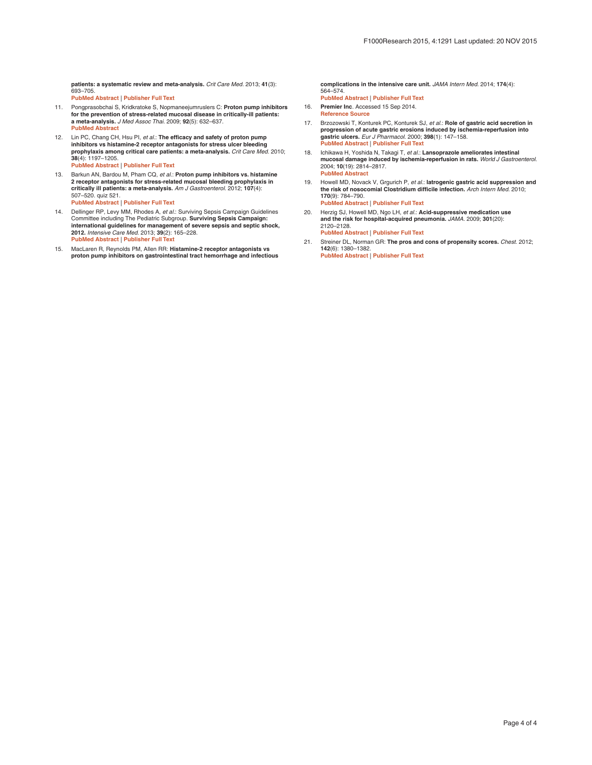**patients: a systematic review and meta-analysis.** *Crit Care Med.* 2013; **41**(3): 693–705.
PubMed Abstract | Publisher Full Text

11. Pongprasobchai S, Kridkratoke S, Nopmaneejumruslers C: **Proton pump inhibitors for the prevention of stress-related mucosal disease in critically-ill patients: a meta-analysis.** *J Med Assoc Thai.* 2009; **92**(5): 632–637.
PubMed Abstract

12. Lin PC, Chang CH, Hsu PI, *et al.*: **The efficacy and safety of proton pump inhibitors vs histamine-2 receptor antagonists for stress ulcer bleeding prophylaxis among critical care patients: a meta-analysis.** *Crit Care Med.* 2010; **38**(4): 1197–1205.
PubMed Abstract | Publisher Full Text

13. Barkun AN, Bardou M, Pham CQ, *et al.*: **Proton pump inhibitors vs. histamine 2 receptor antagonists for stress-related mucosal bleeding prophylaxis in critically ill patients: a meta-analysis.** *Am J Gastroenterol.* 2012; **107**(4): 507–520. quiz 521.
PubMed Abstract | Publisher Full Text

14. Dellinger RP, Levy MM, Rhodes A, *et al.*: Surviving Sepsis Campaign Guidelines Committee including The Pediatric Subgroup. **Surviving Sepsis Campaign: international guidelines for management of severe sepsis and septic shock, 2012.** *Intensive Care Med.* 2013; **39**(2): 165–228.
PubMed Abstract | Publisher Full Text

15. MacLaren R, Reynolds PM, Allen RR: **Histamine-2 receptor antagonists vs proton pump inhibitors on gastrointestinal tract hemorrhage and infectious complications in the intensive care unit.** *JAMA Intern Med.* 2014; **174**(4): 564–574.
PubMed Abstract | Publisher Full Text

16. **Premier Inc**. Accessed 15 Sep 2014.
Reference Source

17. Brzozowski T, Konturek PC, Konturek SJ, *et al.*: **Role of gastric acid secretion in progression of acute gastric erosions induced by ischemia-reperfusion into gastric ulcers.** *Eur J Pharmacol.* 2000; **398**(1): 147–158.
PubMed Abstract | Publisher Full Text

18. Ichikawa H, Yoshida N, Takagi T, *et al.*: **Lansoprazole ameliorates intestinal mucosal damage induced by ischemia-reperfusion in rats.** *World J Gastroenterol.* 2004; **10**(19): 2814–2817.
PubMed Abstract

19. Howell MD, Novack V, Grgurich P, *et al.*: **Iatrogenic gastric acid suppression and the risk of nosocomial Clostridium difficile infection.** *Arch Intern Med.* 2010; **170**(9): 784–790.
PubMed Abstract | Publisher Full Text

20. Herzig SJ, Howell MD, Ngo LH, *et al.*: **Acid-suppressive medication use and the risk for hospital-acquired pneumonia.** *JAMA.* 2009; **301**(20): 2120–2128.
PubMed Abstract | Publisher Full Text

21. Streiner DL, Norman GR: **The pros and cons of propensity scores.** *Chest.* 2012; **142**(6): 1380–1382.
PubMed Abstract | Publisher Full Text